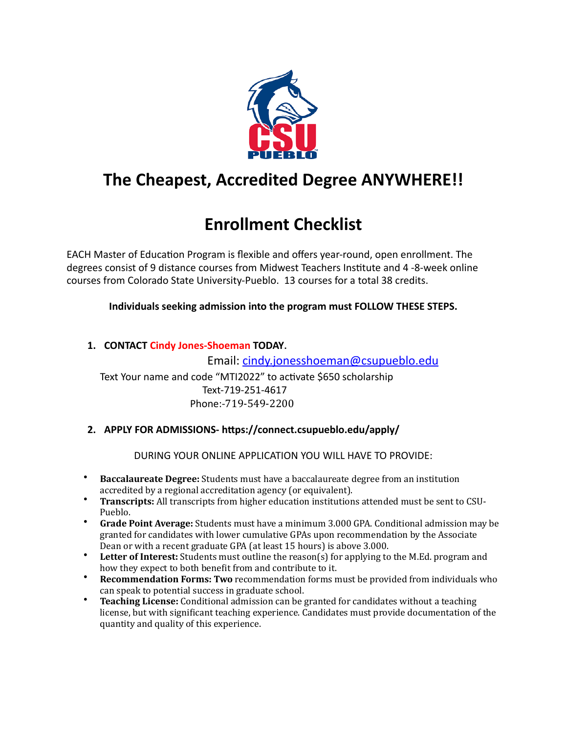# The Cheapest, Accredited Degree ANYWHERE!!

# Enrollment Checklist

EACH Master of Education Program is flexible and offers year-round, open enrollment. The degrees consist of 9 distance courses from Midwest Teachers Institute and 4 -8-week online courses from Colorado State University-Pueblo. 13 courses for a total 38 credits.

**Individuals seeking admission into the program must FOLLOW THESE STEPS.**

1. **CONTACT Cindy Jones-Shoeman TODAY.**

   Email: cindy.jonesshoeman@csupueblo.edu

   Text Your name and code "MTI2022" to activate $650 scholarship

   Text-719-251-4617

   Phone:-719-549-2200

2. **APPLY FOR ADMISSIONS- https://connect.csupueblo.edu/apply/**

   DURING YOUR ONLINE APPLICATION YOU WILL HAVE TO PROVIDE:

- **Baccalaureate Degree:** Students must have a baccalaureate degree from an institution accredited by a regional accreditation agency (or equivalent).
- **Transcripts:** All transcripts from higher education institutions attended must be sent to CSU-Pueblo.
- **Grade Point Average:** Students must have a minimum 3.000 GPA. Conditional admission may be granted for candidates with lower cumulative GPAs upon recommendation by the Associate Dean or with a recent graduate GPA (at least 15 hours) is above 3.000.
- **Letter of Interest:** Students must outline the reason(s) for applying to the M.Ed. program and how they expect to both benefit from and contribute to it.
- **Recommendation Forms: Two** recommendation forms must be provided from individuals who can speak to potential success in graduate school.
- **Teaching License:** Conditional admission can be granted for candidates without a teaching license, but with significant teaching experience. Candidates must provide documentation of the quantity and quality of this experience.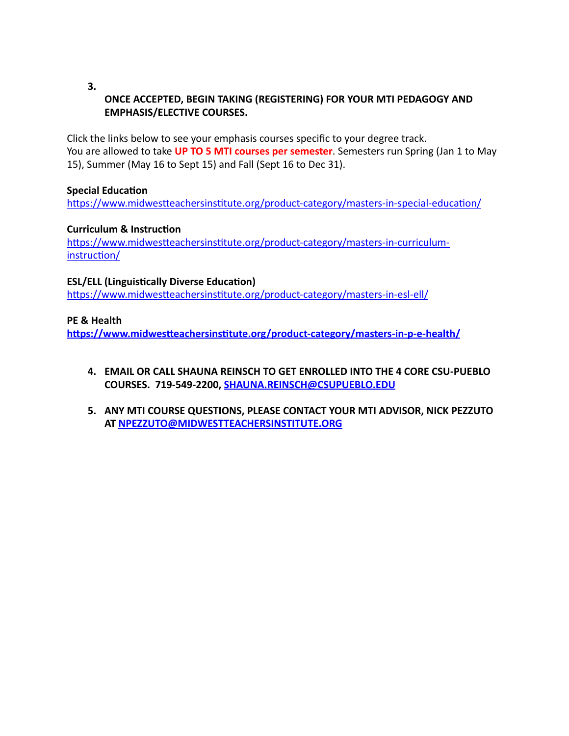3. **ONCE ACCEPTED, BEGIN TAKING (REGISTERING) FOR YOUR MTI PEDAGOGY AND EMPHASIS/ELECTIVE COURSES.**

Click the links below to see your emphasis courses specific to your degree track.
You are allowed to take **UP TO 5 MTI courses per semester**. Semesters run Spring (Jan 1 to May 15), Summer (May 16 to Sept 15) and Fall (Sept 16 to Dec 31).

**Special Education**
https://www.midwestteachersinstitute.org/product-category/masters-in-special-education/

**Curriculum & Instruction**
https://www.midwestteachersinstitute.org/product-category/masters-in-curriculum-instruction/

**ESL/ELL (Linguistically Diverse Education)**
https://www.midwestteachersinstitute.org/product-category/masters-in-esl-ell/

**PE & Health**
**https://www.midwestteachersinstitute.org/product-category/masters-in-p-e-health/**

4. **EMAIL OR CALL SHAUNA REINSCH TO GET ENROLLED INTO THE 4 CORE CSU-PUEBLO COURSES. 719-549-2200, SHAUNA.REINSCH@CSUPUEBLO.EDU**

5. **ANY MTI COURSE QUESTIONS, PLEASE CONTACT YOUR MTI ADVISOR, NICK PEZZUTO AT NPEZZUTO@MIDWESTTEACHERSINSTITUTE.ORG**